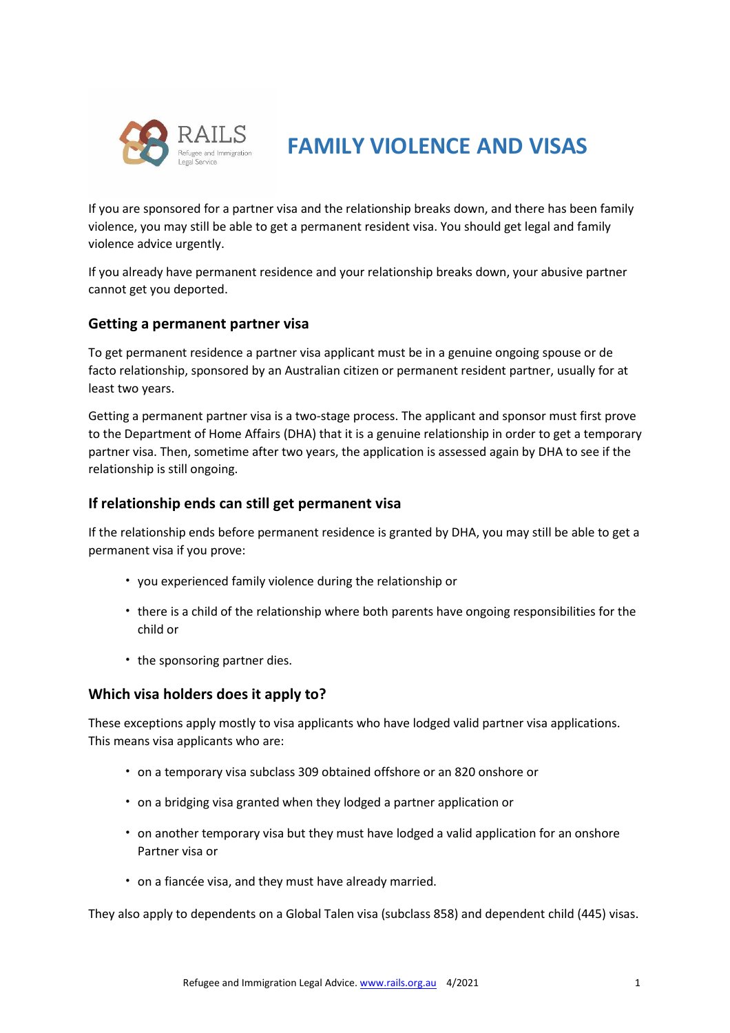RAILS

Refugee and Immigration Legal Service

# FAMILY VIOLENCE AND VISAS

If you are sponsored for a partner visa and the relationship breaks down, and there has been family violence, you may still be able to get a permanent resident visa. You should get legal and family violence advice urgently.

If you already have permanent residence and your relationship breaks down, your abusive partner cannot get you deported.

## Getting a permanent partner visa

To get permanent residence a partner visa applicant must be in a genuine ongoing spouse or de facto relationship, sponsored by an Australian citizen or permanent resident partner, usually for at least two years.

Getting a permanent partner visa is a two-stage process. The applicant and sponsor must first prove to the Department of Home Affairs (DHA) that it is a genuine relationship in order to get a temporary partner visa. Then, sometime after two years, the application is assessed again by DHA to see if the relationship is still ongoing.

## If relationship ends can still get permanent visa

If the relationship ends before permanent residence is granted by DHA, you may still be able to get a permanent visa if you prove:

- you experienced family violence during the relationship or
- there is a child of the relationship where both parents have ongoing responsibilities for the child or
- the sponsoring partner dies.

## Which visa holders does it apply to?

These exceptions apply mostly to visa applicants who have lodged valid partner visa applications. This means visa applicants who are:

- on a temporary visa subclass 309 obtained offshore or an 820 onshore or
- on a bridging visa granted when they lodged a partner application or
- on another temporary visa but they must have lodged a valid application for an onshore Partner visa or
- on a fiancée visa, and they must have already married.

They also apply to dependents on a Global Talen visa (subclass 858) and dependent child (445) visas.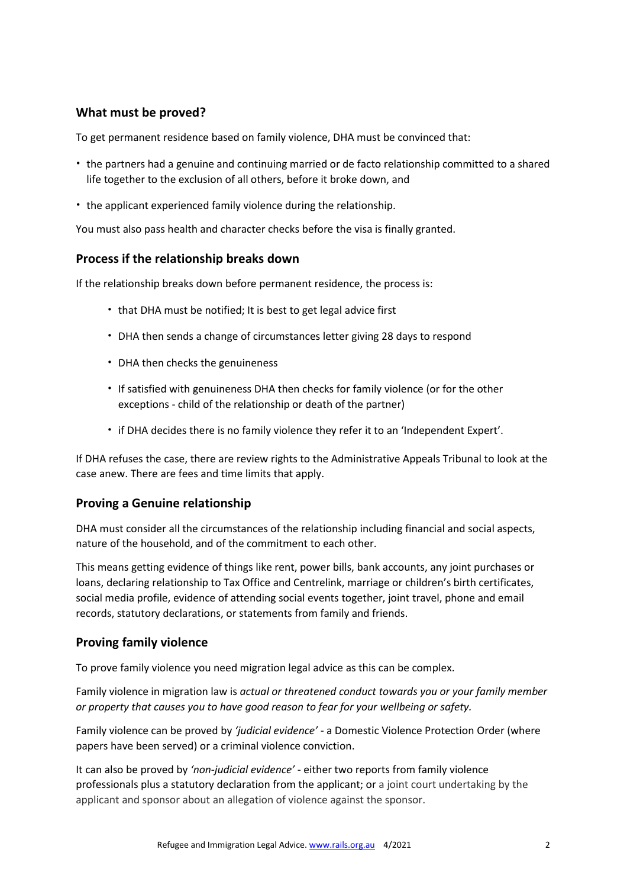## What must be proved?

To get permanent residence based on family violence, DHA must be convinced that:

- the partners had a genuine and continuing married or de facto relationship committed to a shared life together to the exclusion of all others, before it broke down, and
- the applicant experienced family violence during the relationship.

You must also pass health and character checks before the visa is finally granted.

## Process if the relationship breaks down

If the relationship breaks down before permanent residence, the process is:

- that DHA must be notified; It is best to get legal advice first
- DHA then sends a change of circumstances letter giving 28 days to respond
- DHA then checks the genuineness
- If satisfied with genuineness DHA then checks for family violence (or for the other exceptions - child of the relationship or death of the partner)
- if DHA decides there is no family violence they refer it to an 'Independent Expert'.

If DHA refuses the case, there are review rights to the Administrative Appeals Tribunal to look at the case anew. There are fees and time limits that apply.

## Proving a Genuine relationship

DHA must consider all the circumstances of the relationship including financial and social aspects, nature of the household, and of the commitment to each other.

This means getting evidence of things like rent, power bills, bank accounts, any joint purchases or loans, declaring relationship to Tax Office and Centrelink, marriage or children's birth certificates, social media profile, evidence of attending social events together, joint travel, phone and email records, statutory declarations, or statements from family and friends.

## Proving family violence

To prove family violence you need migration legal advice as this can be complex.

Family violence in migration law is *actual or threatened conduct towards you or your family member or property that causes you to have good reason to fear for your wellbeing or safety.*

Family violence can be proved by *'judicial evidence'* - a Domestic Violence Protection Order (where papers have been served) or a criminal violence conviction.

It can also be proved by *'non-judicial evidence'* - either two reports from family violence professionals plus a statutory declaration from the applicant; or a joint court undertaking by the applicant and sponsor about an allegation of violence against the sponsor.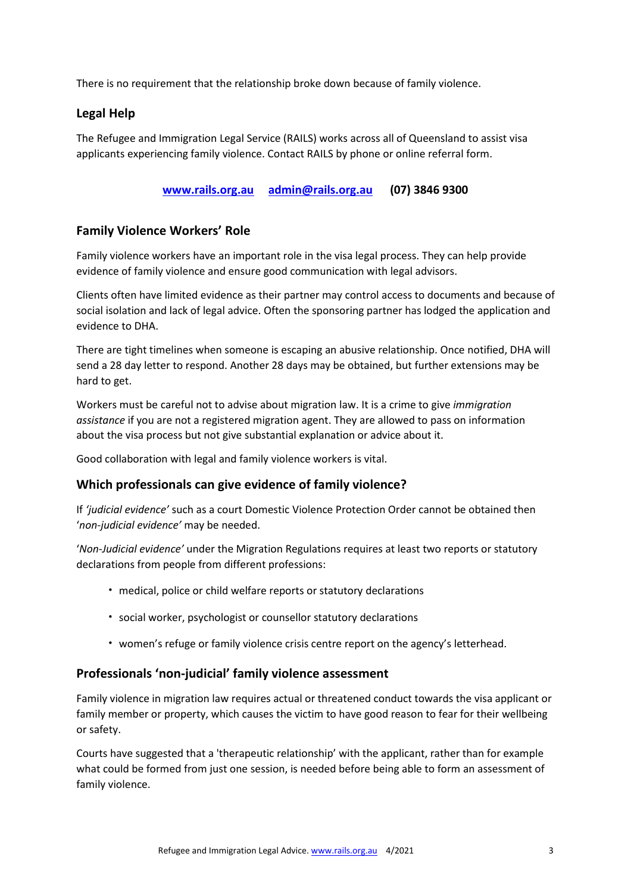There is no requirement that the relationship broke down because of family violence.

## Legal Help

The Refugee and Immigration Legal Service (RAILS) works across all of Queensland to assist visa applicants experiencing family violence. Contact RAILS by phone or online referral form.

**[www.rails.org.au](http://www.rails.org.au)** **[admin@rails.org.au](mailto:admin@rails.org.au)** **(07) 3846 9300**

## Family Violence Workers' Role

Family violence workers have an important role in the visa legal process. They can help provide evidence of family violence and ensure good communication with legal advisors.

Clients often have limited evidence as their partner may control access to documents and because of social isolation and lack of legal advice. Often the sponsoring partner has lodged the application and evidence to DHA.

There are tight timelines when someone is escaping an abusive relationship. Once notified, DHA will send a 28 day letter to respond. Another 28 days may be obtained, but further extensions may be hard to get.

Workers must be careful not to advise about migration law. It is a crime to give *immigration assistance* if you are not a registered migration agent. They are allowed to pass on information about the visa process but not give substantial explanation or advice about it.

Good collaboration with legal and family violence workers is vital.

## Which professionals can give evidence of family violence?

If *'judicial evidence'* such as a court Domestic Violence Protection Order cannot be obtained then '*non-judicial evidence'* may be needed.

'*Non-Judicial evidence'* under the Migration Regulations requires at least two reports or statutory declarations from people from different professions:

- medical, police or child welfare reports or statutory declarations
- social worker, psychologist or counsellor statutory declarations
- women's refuge or family violence crisis centre report on the agency's letterhead.

## Professionals 'non-judicial' family violence assessment

Family violence in migration law requires actual or threatened conduct towards the visa applicant or family member or property, which causes the victim to have good reason to fear for their wellbeing or safety.

Courts have suggested that a 'therapeutic relationship' with the applicant, rather than for example what could be formed from just one session, is needed before being able to form an assessment of family violence.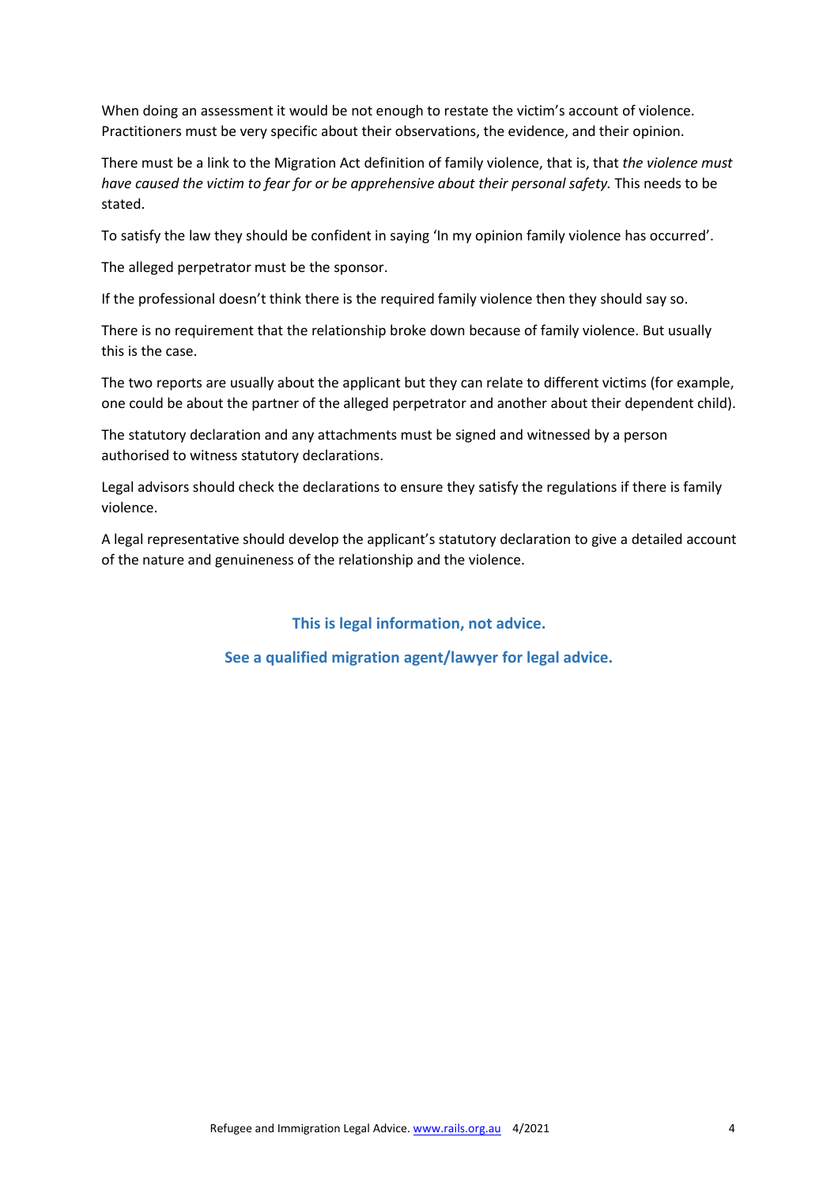When doing an assessment it would be not enough to restate the victim's account of violence. Practitioners must be very specific about their observations, the evidence, and their opinion.

There must be a link to the Migration Act definition of family violence, that is, that *the violence must have caused the victim to fear for or be apprehensive about their personal safety.* This needs to be stated.

To satisfy the law they should be confident in saying 'In my opinion family violence has occurred'.

The alleged perpetrator must be the sponsor.

If the professional doesn't think there is the required family violence then they should say so.

There is no requirement that the relationship broke down because of family violence. But usually this is the case.

The two reports are usually about the applicant but they can relate to different victims (for example, one could be about the partner of the alleged perpetrator and another about their dependent child).

The statutory declaration and any attachments must be signed and witnessed by a person authorised to witness statutory declarations.

Legal advisors should check the declarations to ensure they satisfy the regulations if there is family violence.

A legal representative should develop the applicant's statutory declaration to give a detailed account of the nature and genuineness of the relationship and the violence.

**This is legal information, not advice.**

**See a qualified migration agent/lawyer for legal advice.**